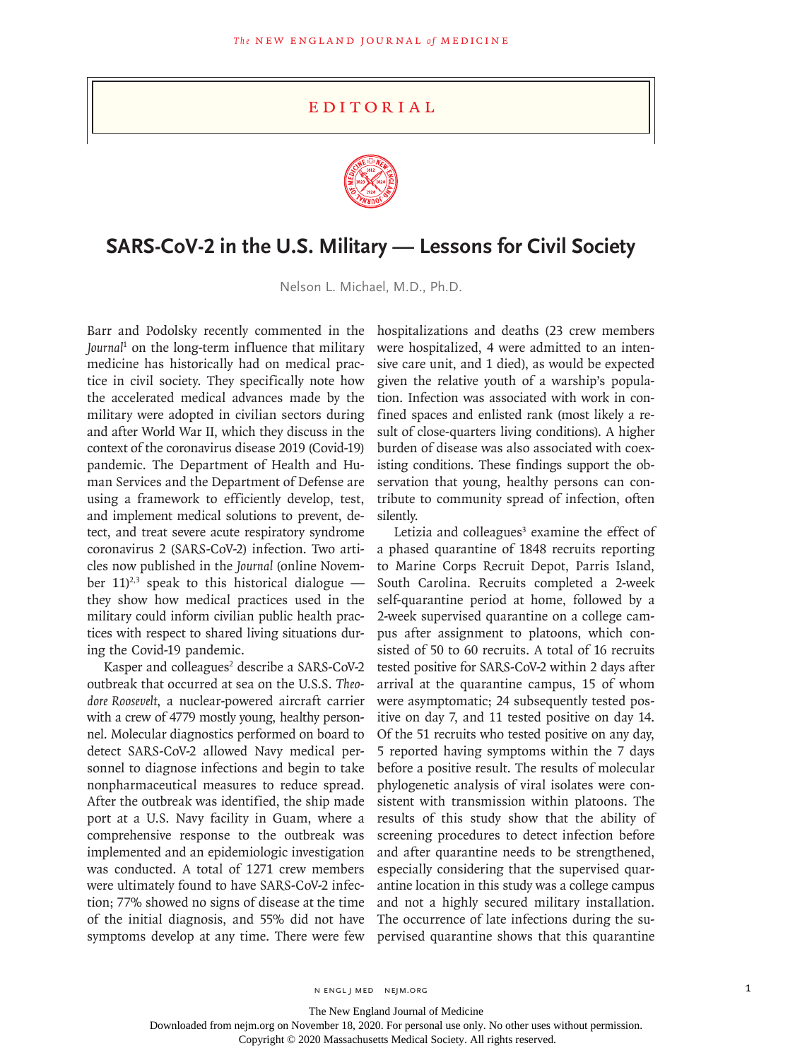# Editorial

## SARS-CoV-2 in the U.S. Military — Lessons for Civil Society

Nelson L. Michael, M.D., Ph.D.

Barr and Podolsky recently commented in the *Journal*[1] on the long-term influence that military medicine has historically had on medical practice in civil society. They specifically note how the accelerated medical advances made by the military were adopted in civilian sectors during and after World War II, which they discuss in the context of the coronavirus disease 2019 (Covid-19) pandemic. The Department of Health and Human Services and the Department of Defense are using a framework to efficiently develop, test, and implement medical solutions to prevent, detect, and treat severe acute respiratory syndrome coronavirus 2 (SARS-CoV-2) infection. Two articles now published in the *Journal* (online November 11)[2,3] speak to this historical dialogue — they show how medical practices used in the military could inform civilian public health practices with respect to shared living situations during the Covid-19 pandemic.

Kasper and colleagues[2] describe a SARS-CoV-2 outbreak that occurred at sea on the U.S.S. *Theodore Roosevelt*, a nuclear-powered aircraft carrier with a crew of 4779 mostly young, healthy personnel. Molecular diagnostics performed on board to detect SARS-CoV-2 allowed Navy medical personnel to diagnose infections and begin to take nonpharmaceutical measures to reduce spread. After the outbreak was identified, the ship made port at a U.S. Navy facility in Guam, where a comprehensive response to the outbreak was implemented and an epidemiologic investigation was conducted. A total of 1271 crew members were ultimately found to have SARS-CoV-2 infection; 77% showed no signs of disease at the time of the initial diagnosis, and 55% did not have symptoms develop at any time. There were few hospitalizations and deaths (23 crew members were hospitalized, 4 were admitted to an intensive care unit, and 1 died), as would be expected given the relative youth of a warship's population. Infection was associated with work in confined spaces and enlisted rank (most likely a result of close-quarters living conditions). A higher burden of disease was also associated with coexisting conditions. These findings support the observation that young, healthy persons can contribute to community spread of infection, often silently.

Letizia and colleagues[3] examine the effect of a phased quarantine of 1848 recruits reporting to Marine Corps Recruit Depot, Parris Island, South Carolina. Recruits completed a 2-week self-quarantine period at home, followed by a 2-week supervised quarantine on a college campus after assignment to platoons, which consisted of 50 to 60 recruits. A total of 16 recruits tested positive for SARS-CoV-2 within 2 days after arrival at the quarantine campus, 15 of whom were asymptomatic; 24 subsequently tested positive on day 7, and 11 tested positive on day 14. Of the 51 recruits who tested positive on any day, 5 reported having symptoms within the 7 days before a positive result. The results of molecular phylogenetic analysis of viral isolates were consistent with transmission within platoons. The results of this study show that the ability of screening procedures to detect infection before and after quarantine needs to be strengthened, especially considering that the supervised quarantine location in this study was a college campus and not a highly secured military installation. The occurrence of late infections during the supervised quarantine shows that this quarantine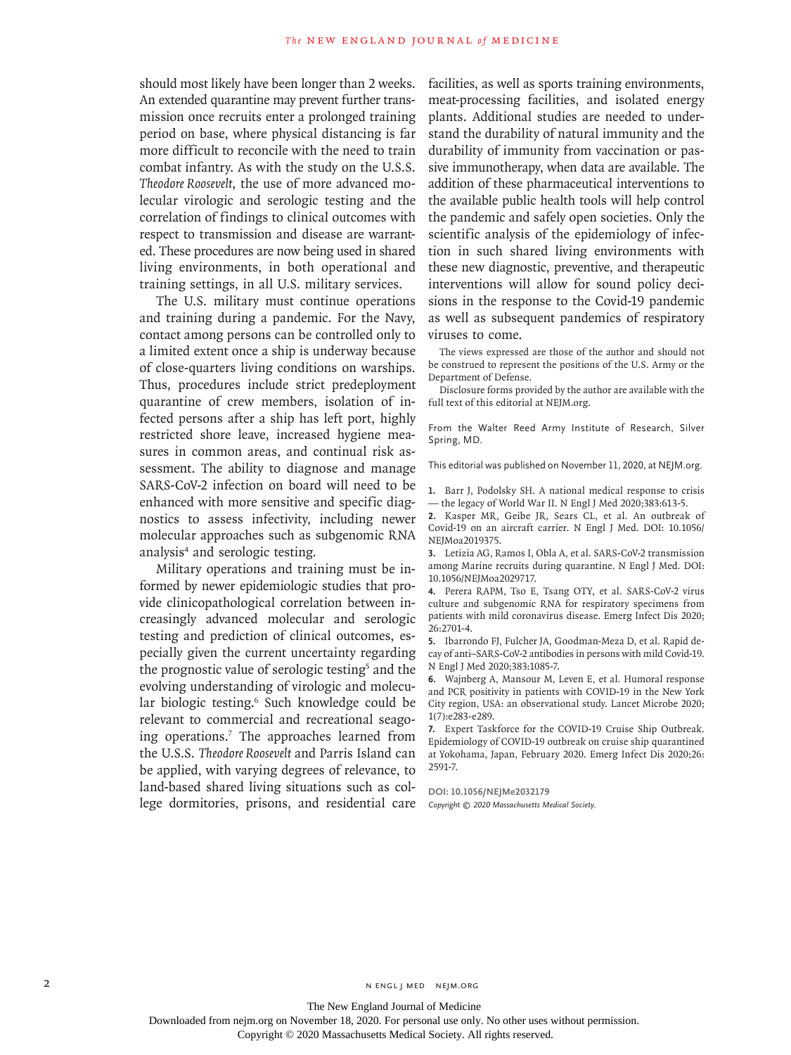should most likely have been longer than 2 weeks. An extended quarantine may prevent further transmission once recruits enter a prolonged training period on base, where physical distancing is far more difficult to reconcile with the need to train combat infantry. As with the study on the U.S.S. *Theodore Roosevelt*, the use of more advanced molecular virologic and serologic testing and the correlation of findings to clinical outcomes with respect to transmission and disease are warranted. These procedures are now being used in shared living environments, in both operational and training settings, in all U.S. military services.

The U.S. military must continue operations and training during a pandemic. For the Navy, contact among persons can be controlled only to a limited extent once a ship is underway because of close-quarters living conditions on warships. Thus, procedures include strict predeployment quarantine of crew members, isolation of infected persons after a ship has left port, highly restricted shore leave, increased hygiene measures in common areas, and continual risk assessment. The ability to diagnose and manage SARS-CoV-2 infection on board will need to be enhanced with more sensitive and specific diagnostics to assess infectivity, including newer molecular approaches such as subgenomic RNA analysis[4] and serologic testing.

Military operations and training must be informed by newer epidemiologic studies that provide clinicopathological correlation between increasingly advanced molecular and serologic testing and prediction of clinical outcomes, especially given the current uncertainty regarding the prognostic value of serologic testing[5] and the evolving understanding of virologic and molecular biologic testing.[6] Such knowledge could be relevant to commercial and recreational seagoing operations.[7] The approaches learned from the U.S.S. *Theodore Roosevelt* and Parris Island can be applied, with varying degrees of relevance, to land-based shared living situations such as college dormitories, prisons, and residential care facilities, as well as sports training environments, meat-processing facilities, and isolated energy plants. Additional studies are needed to understand the durability of natural immunity and the durability of immunity from vaccination or passive immunotherapy, when data are available. The addition of these pharmaceutical interventions to the available public health tools will help control the pandemic and safely open societies. Only the scientific analysis of the epidemiology of infection in such shared living environments with these new diagnostic, preventive, and therapeutic interventions will allow for sound policy decisions in the response to the Covid-19 pandemic as well as subsequent pandemics of respiratory viruses to come.

The views expressed are those of the author and should not be construed to represent the positions of the U.S. Army or the Department of Defense.

Disclosure forms provided by the author are available with the full text of this editorial at NEJM.org.

From the Walter Reed Army Institute of Research, Silver Spring, MD.

This editorial was published on November 11, 2020, at NEJM.org.

1. Barr J, Podolsky SH. A national medical response to crisis — the legacy of World War II. N Engl J Med 2020;383:613-5.
2. Kasper MR, Geibe JR, Sears CL, et al. An outbreak of Covid-19 on an aircraft carrier. N Engl J Med. DOI: 10.1056/NEJMoa2019375.
3. Letizia AG, Ramos I, Obla A, et al. SARS-CoV-2 transmission among Marine recruits during quarantine. N Engl J Med. DOI: 10.1056/NEJMoa2029717.
4. Perera RAPM, Tso E, Tsang OTY, et al. SARS-CoV-2 virus culture and subgenomic RNA for respiratory specimens from patients with mild coronavirus disease. Emerg Infect Dis 2020;26:2701-4.
5. Ibarrondo FJ, Fulcher JA, Goodman-Meza D, et al. Rapid decay of anti–SARS-CoV-2 antibodies in persons with mild Covid-19. N Engl J Med 2020;383:1085-7.
6. Wajnberg A, Mansour M, Leven E, et al. Humoral response and PCR positivity in patients with COVID-19 in the New York City region, USA: an observational study. Lancet Microbe 2020;1(7):e283-e289.
7. Expert Taskforce for the COVID-19 Cruise Ship Outbreak. Epidemiology of COVID-19 outbreak on cruise ship quarantined at Yokohama, Japan, February 2020. Emerg Infect Dis 2020;26:2591-7.

DOI: 10.1056/NEJMe2032179

*Copyright © 2020 Massachusetts Medical Society.*